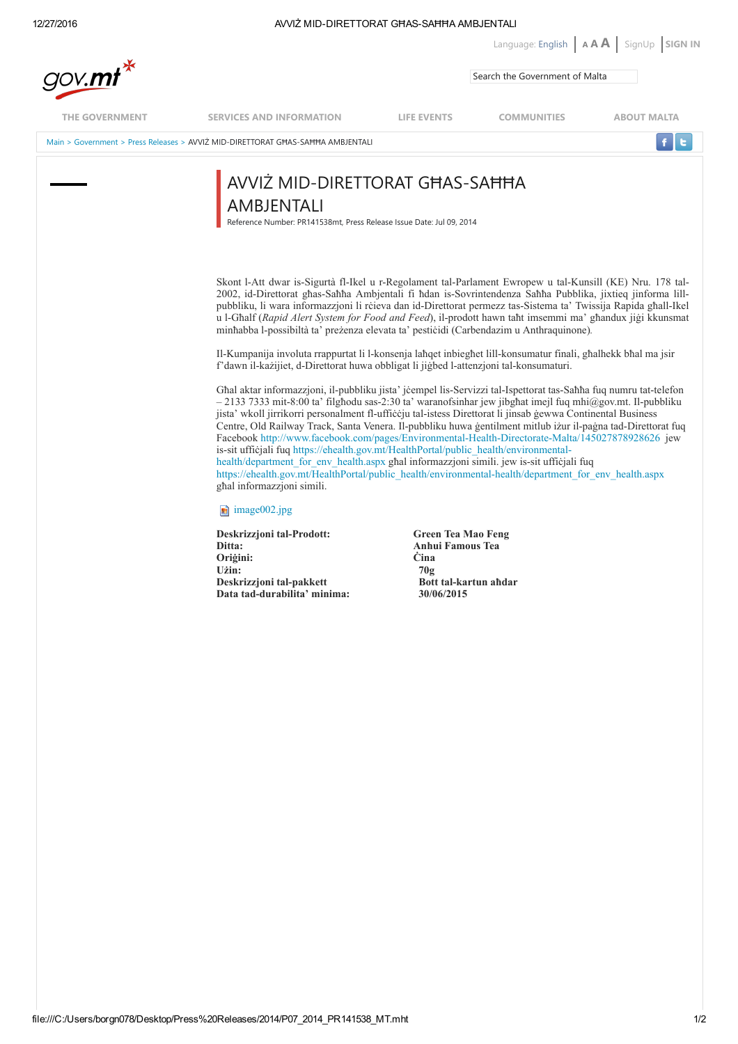# AVVIŻ MID-DIRETTORAT GĦAS-SAĦĦA AMBJENTALI

Reference Number: PR141538mt, Press Release Issue Date: Jul 09, 2014

Skont l-Att dwar is-Sigurtà fl-Ikel u r-Regolament tal-Parlament Ewropew u tal-Kunsill (KE) Nru. 178 tal-2002, id-Direttorat għas-Saħħa Ambjentali fi ħdan is-Sovrintendenza Saħħa Pubblika, jixtieq jinforma lill-pubbliku, li wara informazzjoni li rċieva dan id-Direttorat permezz tas-Sistema ta' Twissija Rapida għall-Ikel u l-Għalf (*Rapid Alert System for Food and Feed*), il-prodott hawn taħt imsemmi ma' għandux jiġi kkunsmat minħabba l-possibiltà ta' preżenza elevata ta' pestiċidi (Carbendazim u Anthraquinone).

Il-Kumpanija involuta rrappurtat li l-konsenja laħqet inbiegħet lill-konsumatur finali, għalhekk bħal ma jsir f'dawn il-każijiet, d-Direttorat huwa obbligat li jiġbed l-attenzjoni tal-konsumaturi.

Għal aktar informazzjoni, il-pubbliku jista' jċempel lis-Servizzi tal-Ispettorat tas-Saħħa fuq numru tat-telefon – 2133 7333 mit-8:00 ta' filgħodu sas-2:30 ta' waranofsinhar jew jibgħat imejl fuq mhi@gov.mt. Il-pubbliku jista' wkoll jirrikorri personalment fl-uffiċċju tal-istess Direttorat li jinsab ġewwa Continental Business Centre, Old Railway Track, Santa Venera. Il-pubbliku huwa ġentilment mitlub iżur il-paġna tad-Direttorat fuq Facebook http://www.facebook.com/pages/Environmental-Health-Directorate-Malta/145027878928626 jew is-sit uffiċjali fuq https://ehealth.gov.mt/HealthPortal/public_health/environmental-health/department_for_env_health.aspx għal informazzjoni simili. jew is-sit uffiċjali fuq https://ehealth.gov.mt/HealthPortal/public_health/environmental-health/department_for_env_health.aspx għal informazzjoni simili.

image002.jpg

| | |
|---|---|
| **Deskrizzjoni tal-Prodott:** | **Green Tea Mao Feng** |
| **Ditta:** | **Anhui Famous Tea** |
| **Oriġini:** | **Ċina** |
| **Użin:** | **70g** |
| **Deskrizzjoni tal-pakkett** | **Bott tal-kartun aħdar** |
| **Data tad-durabilita' minima:** | **30/06/2015** |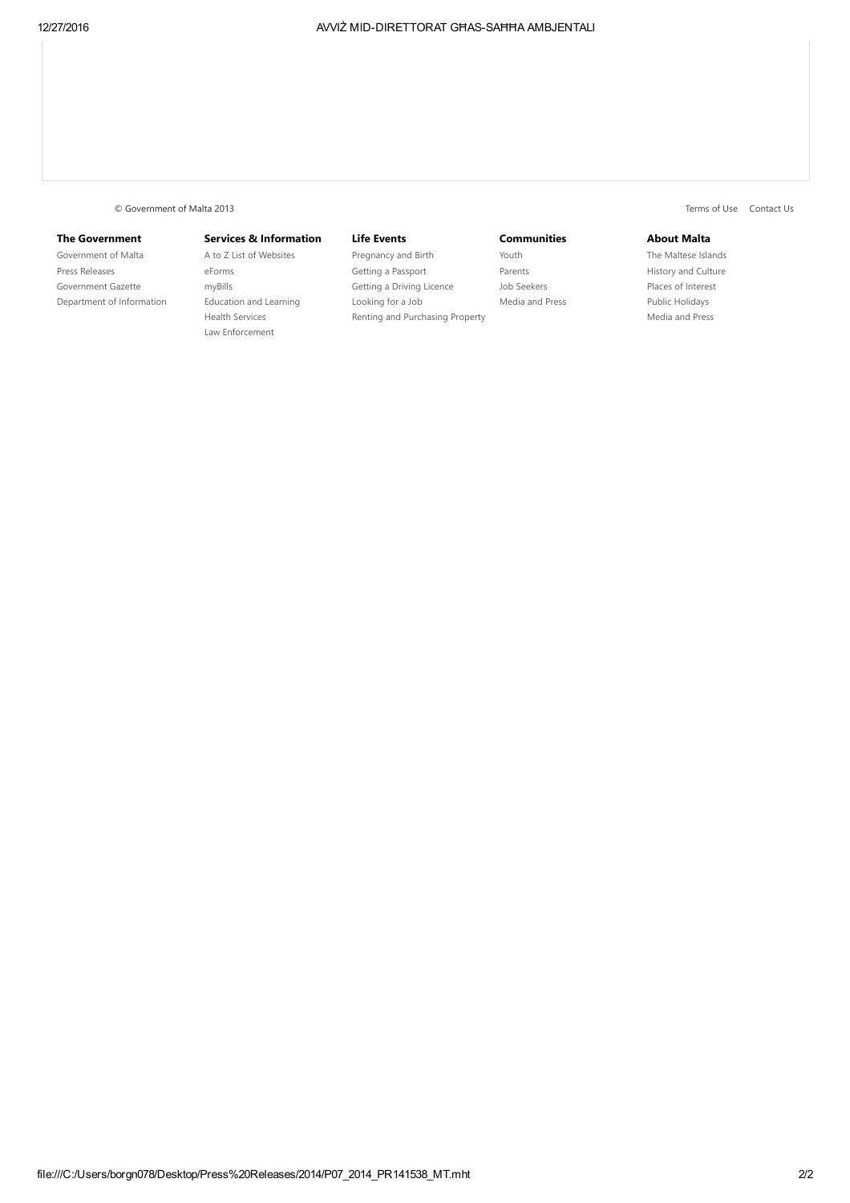© Government of Malta 2013

Terms of Use Contact Us

**The Government**

Government of Malta
Press Releases
Government Gazette
Department of Information

**Services & Information**

A to Z List of Websites
eForms
myBills
Education and Learning
Health Services
Law Enforcement

**Life Events**

Pregnancy and Birth
Getting a Passport
Getting a Driving Licence
Looking for a Job
Renting and Purchasing Property

**Communities**

Youth
Parents
Job Seekers
Media and Press

**About Malta**

The Maltese Islands
History and Culture
Places of Interest
Public Holidays
Media and Press